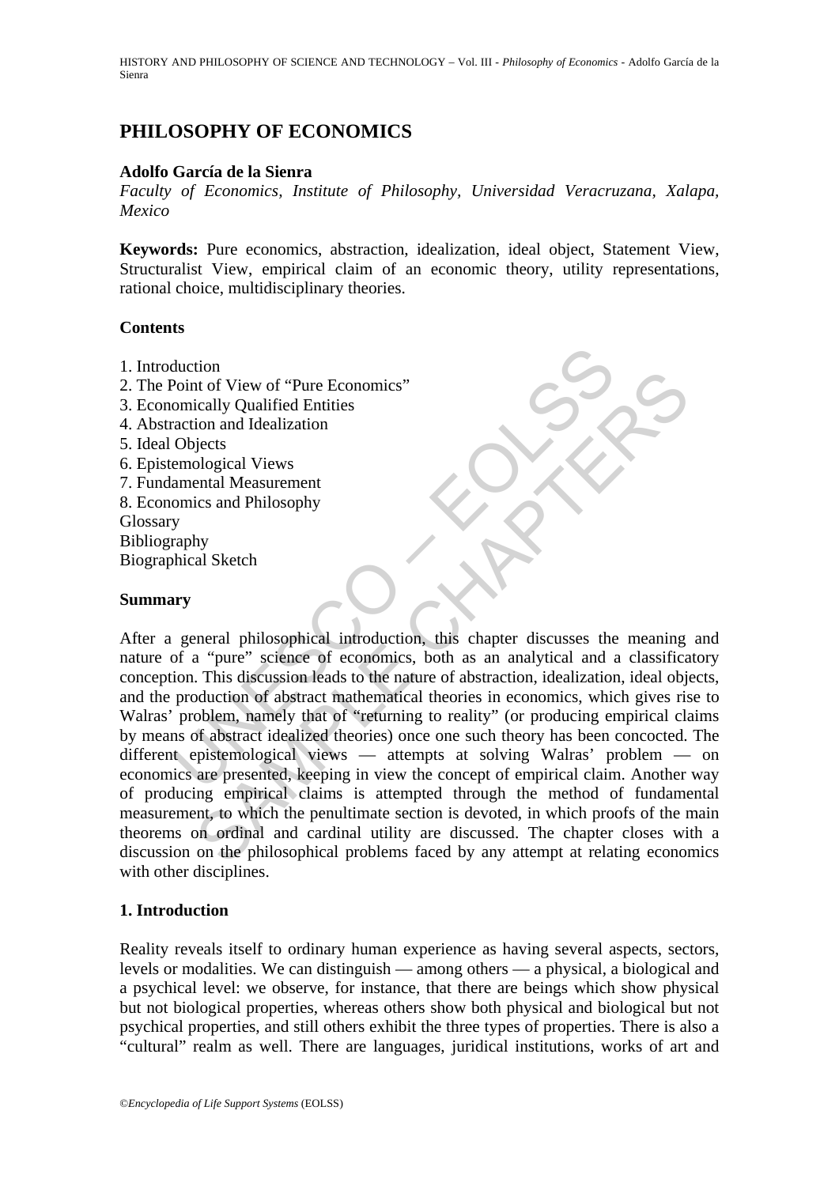# PHILOSOPHY OF ECONOMICS

**Adolfo García de la Sienra**

*Faculty of Economics, Institute of Philosophy, Universidad Veracruzana, Xalapa, Mexico*

**Keywords:** Pure economics, abstraction, idealization, ideal object, Statement View, Structuralist View, empirical claim of an economic theory, utility representations, rational choice, multidisciplinary theories.

**Contents**

1. Introduction
2. The Point of View of "Pure Economics"
3. Economically Qualified Entities
4. Abstraction and Idealization
5. Ideal Objects
6. Epistemological Views
7. Fundamental Measurement
8. Economics and Philosophy

Glossary
Bibliography
Biographical Sketch

**Summary**

After a general philosophical introduction, this chapter discusses the meaning and nature of a "pure" science of economics, both as an analytical and a classificatory conception. This discussion leads to the nature of abstraction, idealization, ideal objects, and the production of abstract mathematical theories in economics, which gives rise to Walras' problem, namely that of "returning to reality" (or producing empirical claims by means of abstract idealized theories) once one such theory has been concocted. The different epistemological views — attempts at solving Walras' problem — on economics are presented, keeping in view the concept of empirical claim. Another way of producing empirical claims is attempted through the method of fundamental measurement, to which the penultimate section is devoted, in which proofs of the main theorems on ordinal and cardinal utility are discussed. The chapter closes with a discussion on the philosophical problems faced by any attempt at relating economics with other disciplines.

## 1. Introduction

Reality reveals itself to ordinary human experience as having several aspects, sectors, levels or modalities. We can distinguish — among others — a physical, a biological and a psychical level: we observe, for instance, that there are beings which show physical but not biological properties, whereas others show both physical and biological but not psychical properties, and still others exhibit the three types of properties. There is also a "cultural" realm as well. There are languages, juridical institutions, works of art and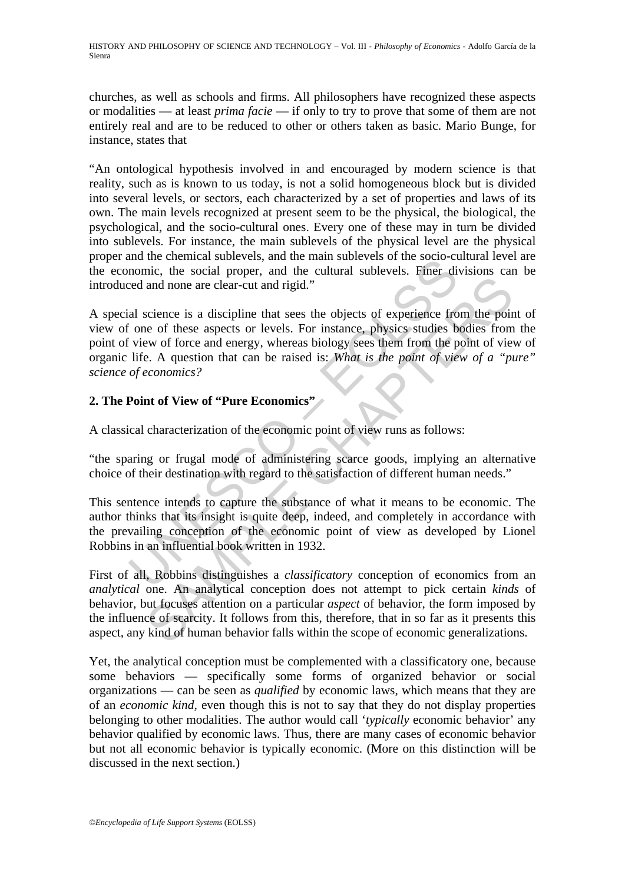churches, as well as schools and firms. All philosophers have recognized these aspects or modalities — at least *prima facie* — if only to try to prove that some of them are not entirely real and are to be reduced to other or others taken as basic. Mario Bunge, for instance, states that

"An ontological hypothesis involved in and encouraged by modern science is that reality, such as is known to us today, is not a solid homogeneous block but is divided into several levels, or sectors, each characterized by a set of properties and laws of its own. The main levels recognized at present seem to be the physical, the biological, the psychological, and the socio-cultural ones. Every one of these may in turn be divided into sublevels. For instance, the main sublevels of the physical level are the physical proper and the chemical sublevels, and the main sublevels of the socio-cultural level are the economic, the social proper, and the cultural sublevels. Finer divisions can be introduced and none are clear-cut and rigid."

A special science is a discipline that sees the objects of experience from the point of view of one of these aspects or levels. For instance, physics studies bodies from the point of view of force and energy, whereas biology sees them from the point of view of organic life. A question that can be raised is: *What is the point of view of a "pure" science of economics?*

## 2. The Point of View of "Pure Economics"

A classical characterization of the economic point of view runs as follows:

"the sparing or frugal mode of administering scarce goods, implying an alternative choice of their destination with regard to the satisfaction of different human needs."

This sentence intends to capture the substance of what it means to be economic. The author thinks that its insight is quite deep, indeed, and completely in accordance with the prevailing conception of the economic point of view as developed by Lionel Robbins in an influential book written in 1932.

First of all, Robbins distinguishes a *classificatory* conception of economics from an *analytical* one. An analytical conception does not attempt to pick certain *kinds* of behavior, but focuses attention on a particular *aspect* of behavior, the form imposed by the influence of scarcity. It follows from this, therefore, that in so far as it presents this aspect, any kind of human behavior falls within the scope of economic generalizations.

Yet, the analytical conception must be complemented with a classificatory one, because some behaviors — specifically some forms of organized behavior or social organizations — can be seen as *qualified* by economic laws, which means that they are of an *economic kind*, even though this is not to say that they do not display properties belonging to other modalities. The author would call '*typically* economic behavior' any behavior qualified by economic laws. Thus, there are many cases of economic behavior but not all economic behavior is typically economic. (More on this distinction will be discussed in the next section.)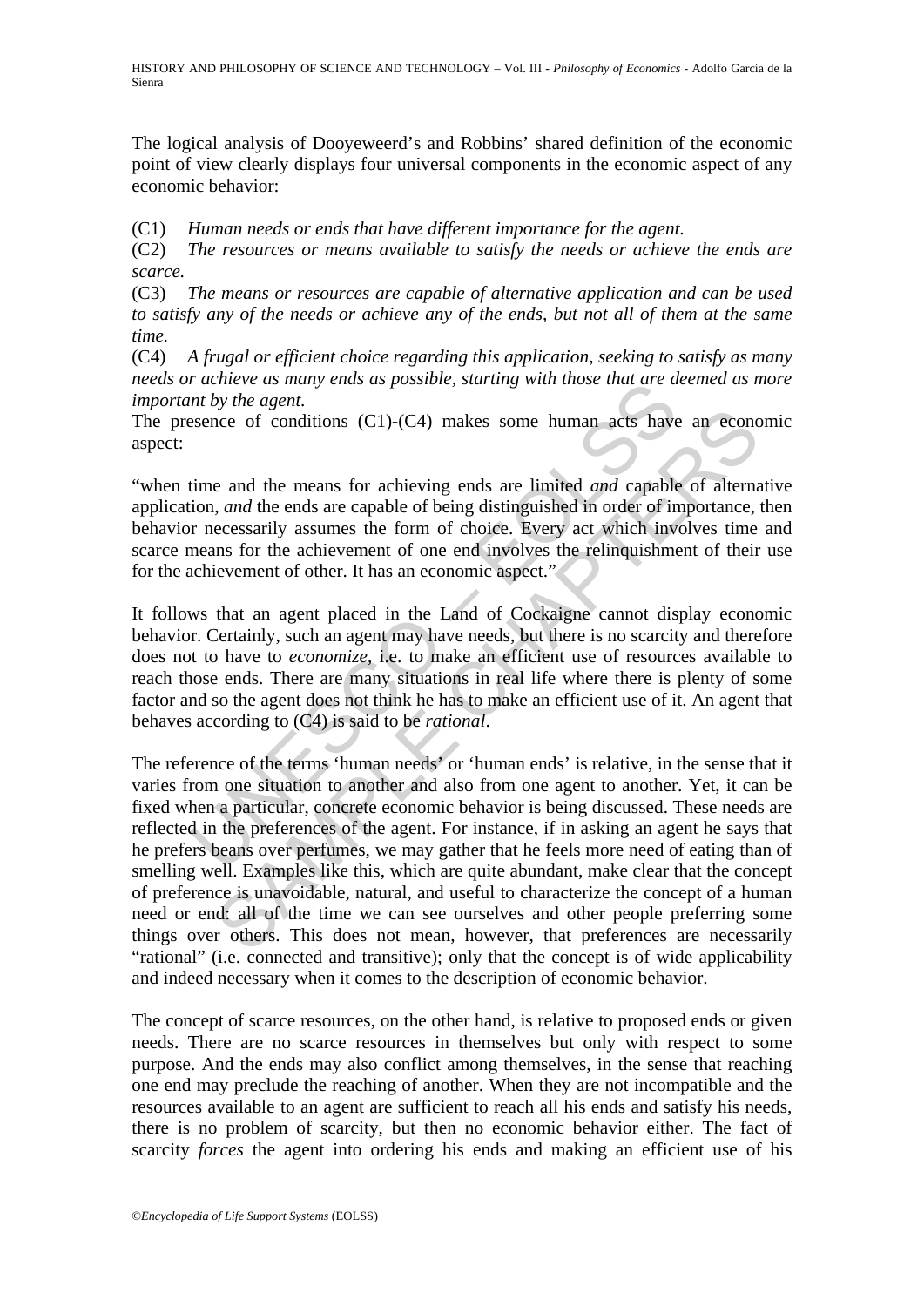The logical analysis of Dooyeweerd's and Robbins' shared definition of the economic point of view clearly displays four universal components in the economic aspect of any economic behavior:

(C1) *Human needs or ends that have different importance for the agent.*

(C2) *The resources or means available to satisfy the needs or achieve the ends are scarce.*

(C3) *The means or resources are capable of alternative application and can be used to satisfy any of the needs or achieve any of the ends, but not all of them at the same time.*

(C4) *A frugal or efficient choice regarding this application, seeking to satisfy as many needs or achieve as many ends as possible, starting with those that are deemed as more important by the agent.*

The presence of conditions (C1)-(C4) makes some human acts have an economic aspect:

"when time and the means for achieving ends are limited *and* capable of alternative application, *and* the ends are capable of being distinguished in order of importance, then behavior necessarily assumes the form of choice. Every act which involves time and scarce means for the achievement of one end involves the relinquishment of their use for the achievement of other. It has an economic aspect."

It follows that an agent placed in the Land of Cockaigne cannot display economic behavior. Certainly, such an agent may have needs, but there is no scarcity and therefore does not to have to *economize*, i.e. to make an efficient use of resources available to reach those ends. There are many situations in real life where there is plenty of some factor and so the agent does not think he has to make an efficient use of it. An agent that behaves according to (C4) is said to be *rational*.

The reference of the terms 'human needs' or 'human ends' is relative, in the sense that it varies from one situation to another and also from one agent to another. Yet, it can be fixed when a particular, concrete economic behavior is being discussed. These needs are reflected in the preferences of the agent. For instance, if in asking an agent he says that he prefers beans over perfumes, we may gather that he feels more need of eating than of smelling well. Examples like this, which are quite abundant, make clear that the concept of preference is unavoidable, natural, and useful to characterize the concept of a human need or end: all of the time we can see ourselves and other people preferring some things over others. This does not mean, however, that preferences are necessarily "rational" (i.e. connected and transitive); only that the concept is of wide applicability and indeed necessary when it comes to the description of economic behavior.

The concept of scarce resources, on the other hand, is relative to proposed ends or given needs. There are no scarce resources in themselves but only with respect to some purpose. And the ends may also conflict among themselves, in the sense that reaching one end may preclude the reaching of another. When they are not incompatible and the resources available to an agent are sufficient to reach all his ends and satisfy his needs, there is no problem of scarcity, but then no economic behavior either. The fact of scarcity *forces* the agent into ordering his ends and making an efficient use of his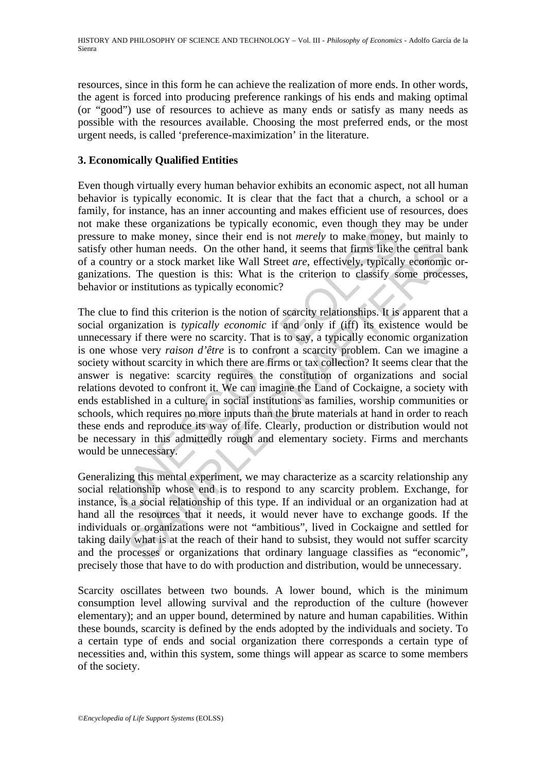resources, since in this form he can achieve the realization of more ends. In other words, the agent is forced into producing preference rankings of his ends and making optimal (or "good") use of resources to achieve as many ends or satisfy as many needs as possible with the resources available. Choosing the most preferred ends, or the most urgent needs, is called 'preference-maximization' in the literature.

## 3. Economically Qualified Entities

Even though virtually every human behavior exhibits an economic aspect, not all human behavior is typically economic. It is clear that the fact that a church, a school or a family, for instance, has an inner accounting and makes efficient use of resources, does not make these organizations be typically economic, even though they may be under pressure to make money, since their end is not *merely* to make money, but mainly to satisfy other human needs. On the other hand, it seems that firms like the central bank of a country or a stock market like Wall Street *are*, effectively, typically economic organizations. The question is this: What is the criterion to classify some processes, behavior or institutions as typically economic?

The clue to find this criterion is the notion of scarcity relationships. It is apparent that a social organization is *typically economic* if and only if (iff) its existence would be unnecessary if there were no scarcity. That is to say, a typically economic organization is one whose very *raison d'être* is to confront a scarcity problem. Can we imagine a society without scarcity in which there are firms or tax collection? It seems clear that the answer is negative: scarcity requires the constitution of organizations and social relations devoted to confront it. We can imagine the Land of Cockaigne, a society with ends established in a culture, in social institutions as families, worship communities or schools, which requires no more inputs than the brute materials at hand in order to reach these ends and reproduce its way of life. Clearly, production or distribution would not be necessary in this admittedly rough and elementary society. Firms and merchants would be unnecessary.

Generalizing this mental experiment, we may characterize as a scarcity relationship any social relationship whose end is to respond to any scarcity problem. Exchange, for instance, is a social relationship of this type. If an individual or an organization had at hand all the resources that it needs, it would never have to exchange goods. If the individuals or organizations were not "ambitious", lived in Cockaigne and settled for taking daily what is at the reach of their hand to subsist, they would not suffer scarcity and the processes or organizations that ordinary language classifies as "economic", precisely those that have to do with production and distribution, would be unnecessary.

Scarcity oscillates between two bounds. A lower bound, which is the minimum consumption level allowing survival and the reproduction of the culture (however elementary); and an upper bound, determined by nature and human capabilities. Within these bounds, scarcity is defined by the ends adopted by the individuals and society. To a certain type of ends and social organization there corresponds a certain type of necessities and, within this system, some things will appear as scarce to some members of the society.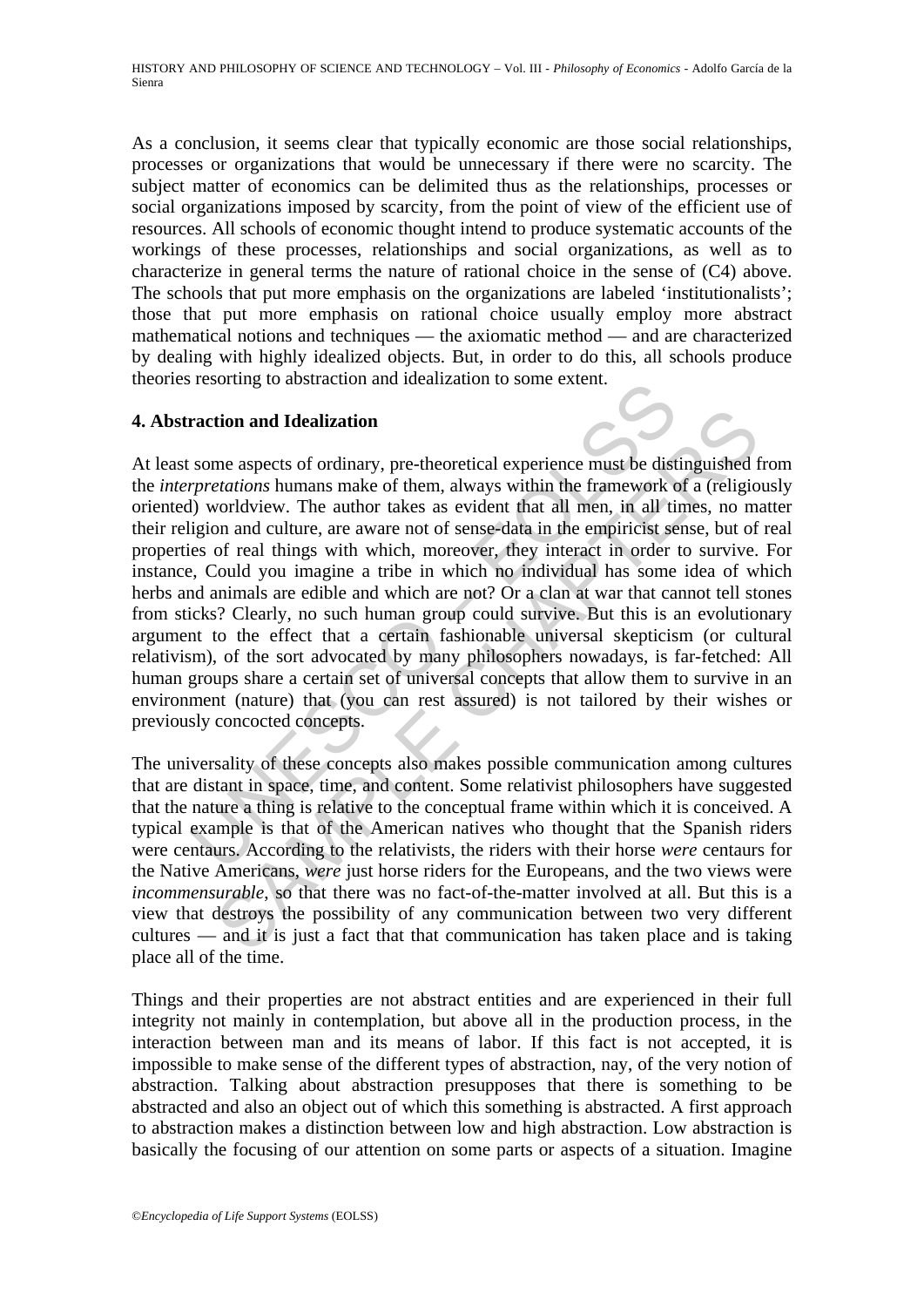As a conclusion, it seems clear that typically economic are those social relationships, processes or organizations that would be unnecessary if there were no scarcity. The subject matter of economics can be delimited thus as the relationships, processes or social organizations imposed by scarcity, from the point of view of the efficient use of resources. All schools of economic thought intend to produce systematic accounts of the workings of these processes, relationships and social organizations, as well as to characterize in general terms the nature of rational choice in the sense of (C4) above. The schools that put more emphasis on the organizations are labeled 'institutionalists'; those that put more emphasis on rational choice usually employ more abstract mathematical notions and techniques — the axiomatic method — and are characterized by dealing with highly idealized objects. But, in order to do this, all schools produce theories resorting to abstraction and idealization to some extent.

## 4. Abstraction and Idealization

At least some aspects of ordinary, pre-theoretical experience must be distinguished from the *interpretations* humans make of them, always within the framework of a (religiously oriented) worldview. The author takes as evident that all men, in all times, no matter their religion and culture, are aware not of sense-data in the empiricist sense, but of real properties of real things with which, moreover, they interact in order to survive. For instance, Could you imagine a tribe in which no individual has some idea of which herbs and animals are edible and which are not? Or a clan at war that cannot tell stones from sticks? Clearly, no such human group could survive. But this is an evolutionary argument to the effect that a certain fashionable universal skepticism (or cultural relativism), of the sort advocated by many philosophers nowadays, is far-fetched: All human groups share a certain set of universal concepts that allow them to survive in an environment (nature) that (you can rest assured) is not tailored by their wishes or previously concocted concepts.

The universality of these concepts also makes possible communication among cultures that are distant in space, time, and content. Some relativist philosophers have suggested that the nature a thing is relative to the conceptual frame within which it is conceived. A typical example is that of the American natives who thought that the Spanish riders were centaurs. According to the relativists, the riders with their horse *were* centaurs for the Native Americans, *were* just horse riders for the Europeans, and the two views were *incommensurable*, so that there was no fact-of-the-matter involved at all. But this is a view that destroys the possibility of any communication between two very different cultures — and it is just a fact that that communication has taken place and is taking place all of the time.

Things and their properties are not abstract entities and are experienced in their full integrity not mainly in contemplation, but above all in the production process, in the interaction between man and its means of labor. If this fact is not accepted, it is impossible to make sense of the different types of abstraction, nay, of the very notion of abstraction. Talking about abstraction presupposes that there is something to be abstracted and also an object out of which this something is abstracted. A first approach to abstraction makes a distinction between low and high abstraction. Low abstraction is basically the focusing of our attention on some parts or aspects of a situation. Imagine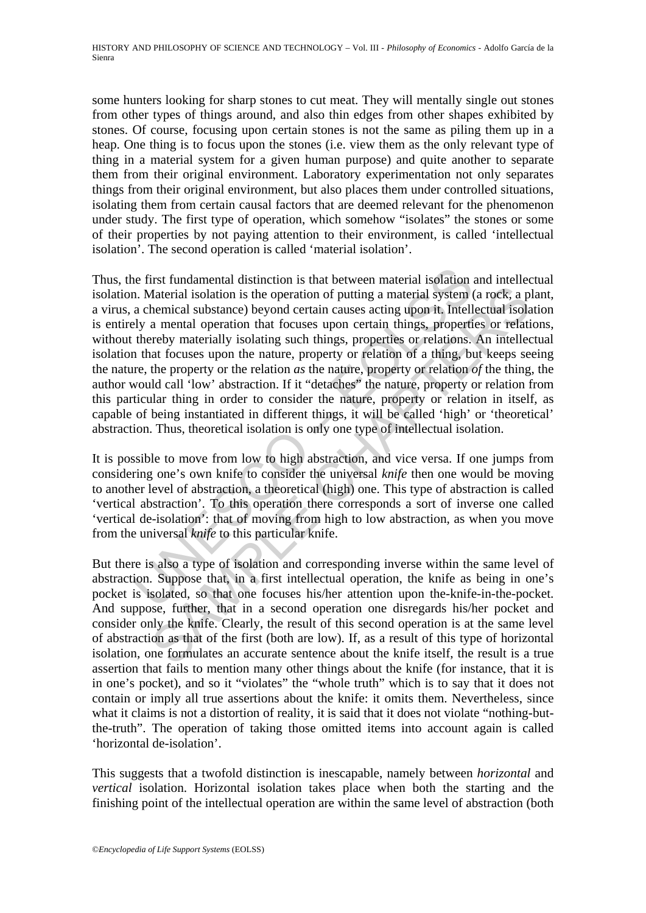some hunters looking for sharp stones to cut meat. They will mentally single out stones from other types of things around, and also thin edges from other shapes exhibited by stones. Of course, focusing upon certain stones is not the same as piling them up in a heap. One thing is to focus upon the stones (i.e. view them as the only relevant type of thing in a material system for a given human purpose) and quite another to separate them from their original environment. Laboratory experimentation not only separates things from their original environment, but also places them under controlled situations, isolating them from certain causal factors that are deemed relevant for the phenomenon under study. The first type of operation, which somehow "isolates" the stones or some of their properties by not paying attention to their environment, is called 'intellectual isolation'. The second operation is called 'material isolation'.

Thus, the first fundamental distinction is that between material isolation and intellectual isolation. Material isolation is the operation of putting a material system (a rock, a plant, a virus, a chemical substance) beyond certain causes acting upon it. Intellectual isolation is entirely a mental operation that focuses upon certain things, properties or relations, without thereby materially isolating such things, properties or relations. An intellectual isolation that focuses upon the nature, property or relation of a thing, but keeps seeing the nature, the property or the relation *as* the nature, property or relation *of* the thing, the author would call 'low' abstraction. If it "detaches" the nature, property or relation from this particular thing in order to consider the nature, property or relation in itself, as capable of being instantiated in different things, it will be called 'high' or 'theoretical' abstraction. Thus, theoretical isolation is only one type of intellectual isolation.

It is possible to move from low to high abstraction, and vice versa. If one jumps from considering one's own knife to consider the universal *knife* then one would be moving to another level of abstraction, a theoretical (high) one. This type of abstraction is called 'vertical abstraction'. To this operation there corresponds a sort of inverse one called 'vertical de-isolation': that of moving from high to low abstraction, as when you move from the universal *knife* to this particular knife.

But there is also a type of isolation and corresponding inverse within the same level of abstraction. Suppose that, in a first intellectual operation, the knife as being in one's pocket is isolated, so that one focuses his/her attention upon the-knife-in-the-pocket. And suppose, further, that in a second operation one disregards his/her pocket and consider only the knife. Clearly, the result of this second operation is at the same level of abstraction as that of the first (both are low). If, as a result of this type of horizontal isolation, one formulates an accurate sentence about the knife itself, the result is a true assertion that fails to mention many other things about the knife (for instance, that it is in one's pocket), and so it "violates" the "whole truth" which is to say that it does not contain or imply all true assertions about the knife: it omits them. Nevertheless, since what it claims is not a distortion of reality, it is said that it does not violate "nothing-but-the-truth". The operation of taking those omitted items into account again is called 'horizontal de-isolation'.

This suggests that a twofold distinction is inescapable, namely between *horizontal* and *vertical* isolation. Horizontal isolation takes place when both the starting and the finishing point of the intellectual operation are within the same level of abstraction (both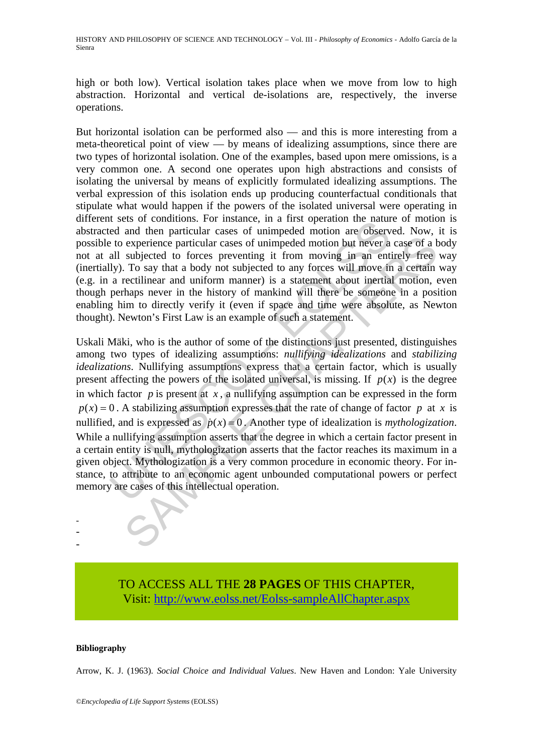high or both low). Vertical isolation takes place when we move from low to high abstraction. Horizontal and vertical de-isolations are, respectively, the inverse operations.

But horizontal isolation can be performed also — and this is more interesting from a meta-theoretical point of view — by means of idealizing assumptions, since there are two types of horizontal isolation. One of the examples, based upon mere omissions, is a very common one. A second one operates upon high abstractions and consists of isolating the universal by means of explicitly formulated idealizing assumptions. The verbal expression of this isolation ends up producing counterfactual conditionals that stipulate what would happen if the powers of the isolated universal were operating in different sets of conditions. For instance, in a first operation the nature of motion is abstracted and then particular cases of unimpeded motion are observed. Now, it is possible to experience particular cases of unimpeded motion but never a case of a body not at all subjected to forces preventing it from moving in an entirely free way (inertially). To say that a body not subjected to any forces will move in a certain way (e.g. in a rectilinear and uniform manner) is a statement about inertial motion, even though perhaps never in the history of mankind will there be someone in a position enabling him to directly verify it (even if space and time were absolute, as Newton thought). Newton's First Law is an example of such a statement.

Uskali Mäki, who is the author of some of the distinctions just presented, distinguishes among two types of idealizing assumptions: *nullifying idealizations* and *stabilizing idealizations*. Nullifying assumptions express that a certain factor, which is usually present affecting the powers of the isolated universal, is missing. If $p(x)$ is the degree in which factor $p$ is present at $x$, a nullifying assumption can be expressed in the form $p(x) = 0$. A stabilizing assumption expresses that the rate of change of factor $p$ at $x$ is nullified, and is expressed as $\dot{p}(x) = 0$. Another type of idealization is *mythologization*. While a nullifying assumption asserts that the degree in which a certain factor present in a certain entity is null, mythologization asserts that the factor reaches its maximum in a given object. Mythologization is a very common procedure in economic theory. For instance, to attribute to an economic agent unbounded computational powers or perfect memory are cases of this intellectual operation.

-
-
-

TO ACCESS ALL THE **28 PAGES** OF THIS CHAPTER,
Visit: http://www.eolss.net/Eolss-sampleAllChapter.aspx

**Bibliography**

Arrow, K. J. (1963). *Social Choice and Individual Values*. New Haven and London: Yale University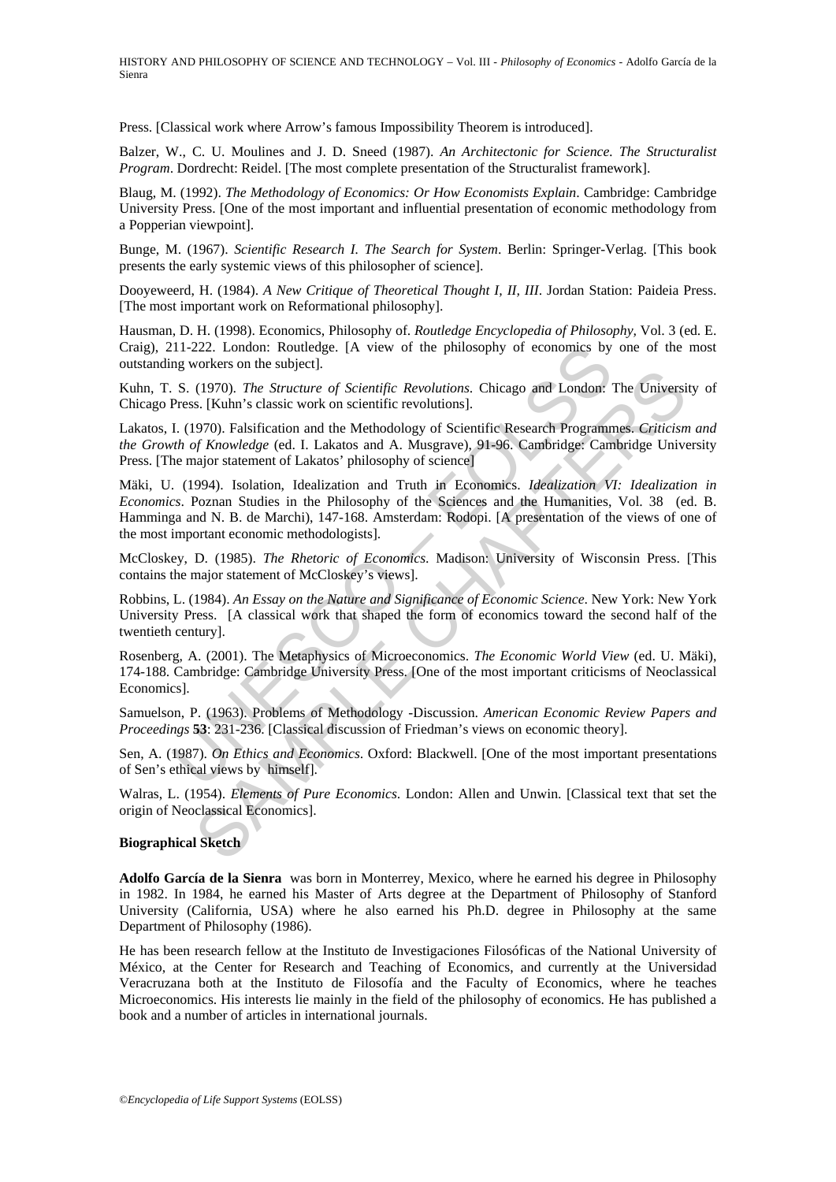Press. [Classical work where Arrow's famous Impossibility Theorem is introduced].

Balzer, W., C. U. Moulines and J. D. Sneed (1987). *An Architectonic for Science. The Structuralist Program*. Dordrecht: Reidel. [The most complete presentation of the Structuralist framework].

Blaug, M. (1992). *The Methodology of Economics: Or How Economists Explain*. Cambridge: Cambridge University Press. [One of the most important and influential presentation of economic methodology from a Popperian viewpoint].

Bunge, M. (1967). *Scientific Research I. The Search for System*. Berlin: Springer-Verlag. [This book presents the early systemic views of this philosopher of science].

Dooyeweerd, H. (1984). *A New Critique of Theoretical Thought I, II, III*. Jordan Station: Paideia Press. [The most important work on Reformational philosophy].

Hausman, D. H. (1998). Economics, Philosophy of. *Routledge Encyclopedia of Philosophy*, Vol. 3 (ed. E. Craig), 211-222. London: Routledge. [A view of the philosophy of economics by one of the most outstanding workers on the subject].

Kuhn, T. S. (1970). *The Structure of Scientific Revolutions*. Chicago and London: The University of Chicago Press. [Kuhn's classic work on scientific revolutions].

Lakatos, I. (1970). Falsification and the Methodology of Scientific Research Programmes. *Criticism and the Growth of Knowledge* (ed. I. Lakatos and A. Musgrave), 91-96. Cambridge: Cambridge University Press. [The major statement of Lakatos' philosophy of science]

Mäki, U. (1994). Isolation, Idealization and Truth in Economics. *Idealization VI: Idealization in Economics*. Poznan Studies in the Philosophy of the Sciences and the Humanities, Vol. 38 (ed. B. Hamminga and N. B. de Marchi), 147-168. Amsterdam: Rodopi. [A presentation of the views of one of the most important economic methodologists].

McCloskey, D. (1985). *The Rhetoric of Economics*. Madison: University of Wisconsin Press. [This contains the major statement of McCloskey's views].

Robbins, L. (1984). *An Essay on the Nature and Significance of Economic Science*. New York: New York University Press. [A classical work that shaped the form of economics toward the second half of the twentieth century].

Rosenberg, A. (2001). The Metaphysics of Microeconomics. *The Economic World View* (ed. U. Mäki), 174-188. Cambridge: Cambridge University Press. [One of the most important criticisms of Neoclassical Economics].

Samuelson, P. (1963). Problems of Methodology -Discussion. *American Economic Review Papers and Proceedings* **53**: 231-236. [Classical discussion of Friedman's views on economic theory].

Sen, A. (1987). *On Ethics and Economics*. Oxford: Blackwell. [One of the most important presentations of Sen's ethical views by himself].

Walras, L. (1954). *Elements of Pure Economics*. London: Allen and Unwin. [Classical text that set the origin of Neoclassical Economics].

**Biographical Sketch**

**Adolfo García de la Sienra** was born in Monterrey, Mexico, where he earned his degree in Philosophy in 1982. In 1984, he earned his Master of Arts degree at the Department of Philosophy of Stanford University (California, USA) where he also earned his Ph.D. degree in Philosophy at the same Department of Philosophy (1986).

He has been research fellow at the Instituto de Investigaciones Filosóficas of the National University of México, at the Center for Research and Teaching of Economics, and currently at the Universidad Veracruzana both at the Instituto de Filosofía and the Faculty of Economics, where he teaches Microeconomics. His interests lie mainly in the field of the philosophy of economics. He has published a book and a number of articles in international journals.